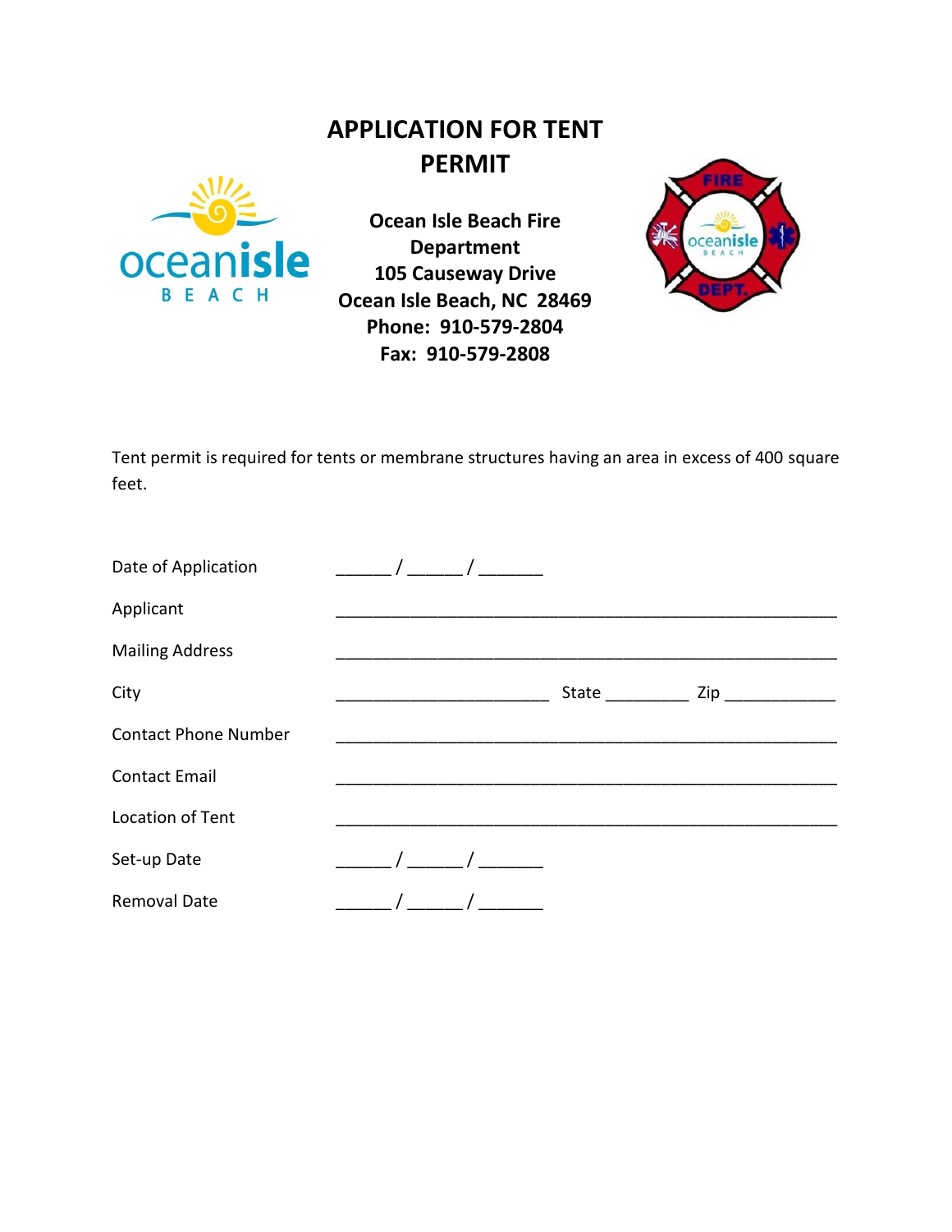# APPLICATION FOR TENT PERMIT

**Ocean Isle Beach Fire Department**
**105 Causeway Drive**
**Ocean Isle Beach, NC 28469**
**Phone: 910-579-2804**
**Fax: 910-579-2808**

Tent permit is required for tents or membrane structures having an area in excess of 400 square feet.

Date of Application ______ / ______ / _______

Applicant ____________________________________________________

Mailing Address ____________________________________________________

City ________________________ State _________ Zip ____________

Contact Phone Number ____________________________________________________

Contact Email ____________________________________________________

Location of Tent ____________________________________________________

Set-up Date ______ / ______ / _______

Removal Date ______ / ______ / _______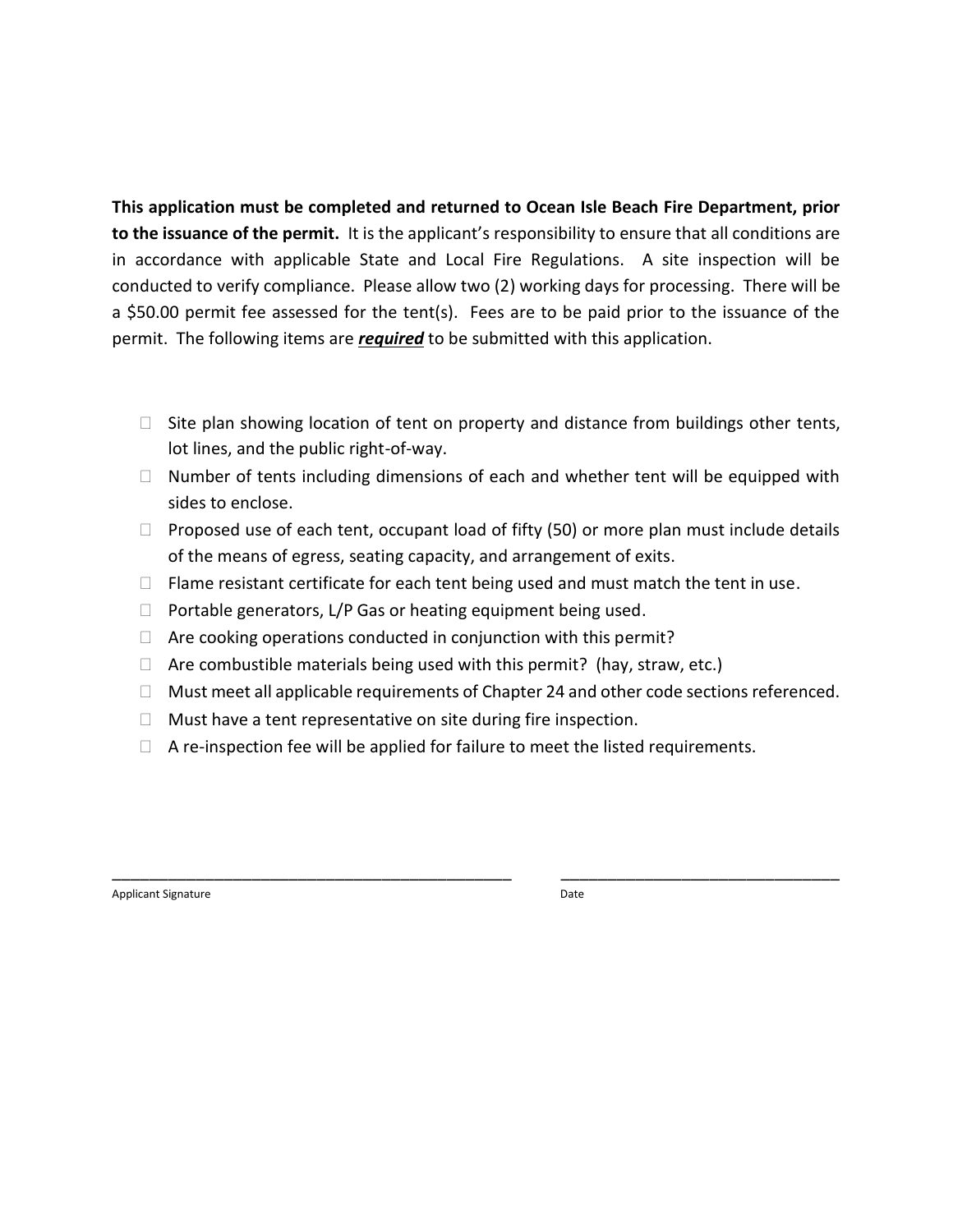**This application must be completed and returned to Ocean Isle Beach Fire Department, prior to the issuance of the permit.** It is the applicant's responsibility to ensure that all conditions are in accordance with applicable State and Local Fire Regulations. A site inspection will be conducted to verify compliance. Please allow two (2) working days for processing. There will be a $50.00 permit fee assessed for the tent(s). Fees are to be paid prior to the issuance of the permit. The following items are ***required*** to be submitted with this application.

- ☐ Site plan showing location of tent on property and distance from buildings other tents, lot lines, and the public right-of-way.
- ☐ Number of tents including dimensions of each and whether tent will be equipped with sides to enclose.
- ☐ Proposed use of each tent, occupant load of fifty (50) or more plan must include details of the means of egress, seating capacity, and arrangement of exits.
- ☐ Flame resistant certificate for each tent being used and must match the tent in use.
- ☐ Portable generators, L/P Gas or heating equipment being used.
- ☐ Are cooking operations conducted in conjunction with this permit?
- ☐ Are combustible materials being used with this permit? (hay, straw, etc.)
- ☐ Must meet all applicable requirements of Chapter 24 and other code sections referenced.
- ☐ Must have a tent representative on site during fire inspection.
- ☐ A re-inspection fee will be applied for failure to meet the listed requirements.

\_\_\_\_\_\_\_\_\_\_\_\_\_\_\_\_\_\_\_\_\_\_\_\_\_\_\_\_\_\_\_\_\_\_\_\_\_\_\_\_\_\_\_\_ &nbsp;&nbsp;&nbsp;&nbsp; \_\_\_\_\_\_\_\_\_\_\_\_\_\_\_\_\_\_\_\_\_\_\_\_\_\_\_\_\_\_\_\_

Applicant Signature &nbsp;&nbsp;&nbsp;&nbsp; Date